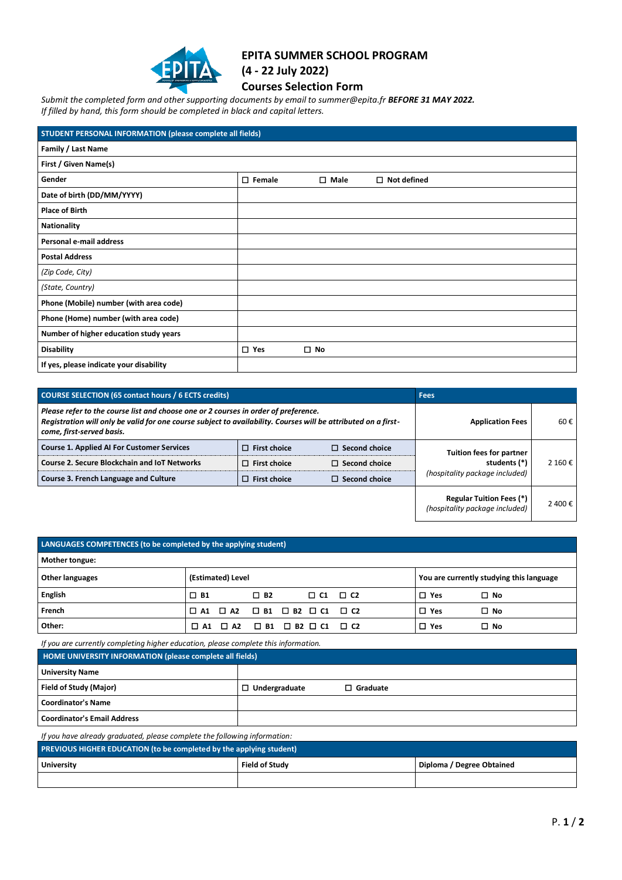# EPITA SUMMER SCHOOL PROGRAM
# (4 - 22 July 2022)
## Courses Selection Form

*Submit the completed form and other supporting documents by email to summer@epita.fr* ***BEFORE 31 MAY 2022.***
*If filled by hand, this form should be completed in black and capital letters.*

| STUDENT PERSONAL INFORMATION (please complete all fields) | | | |
|---|---|---|---|
| Family / Last Name | | | |
| First / Given Name(s) | | | |
| Gender | ☐ Female | ☐ Male | ☐ Not defined |
| Date of birth (DD/MM/YYYY) | | | |
| Place of Birth | | | |
| Nationality | | | |
| Personal e-mail address | | | |
| Postal Address | | | |
| *(Zip Code, City)* | | | |
| *(State, Country)* | | | |
| Phone (Mobile) number (with area code) | | | |
| Phone (Home) number (with area code) | | | |
| Number of higher education study years | | | |
| Disability | ☐ Yes | ☐ No | |
| If yes, please indicate your disability | | | |

| COURSE SELECTION (65 contact hours / 6 ECTS credits) | | | Fees | |
|---|---|---|---|---|
| ***Please refer to the course list and choose one or 2 courses in order of preference. Registration will only be valid for one course subject to availability. Courses will be attributed on a first-come, first-served basis.*** | | | Application Fees | 60 € |
| Course 1. Applied AI For Customer Services | ☐ First choice | ☐ Second choice | Tuition fees for partner students (*) *(hospitality package included)* | 2 160 € |
| Course 2. Secure Blockchain and IoT Networks | ☐ First choice | ☐ Second choice | | |
| Course 3. French Language and Culture | ☐ First choice | ☐ Second choice | | |
| | | | Regular Tuition Fees (*) *(hospitality package included)* | 2 400 € |

| LANGUAGES COMPETENCES (to be completed by the applying student) | | |
|---|---|---|
| Mother tongue: | | |
| Other languages | (Estimated) Level | You are currently studying this language |
| English | ☐ B1 ☐ B2 ☐ C1 ☐ C2 | ☐ Yes ☐ No |
| French | ☐ A1 ☐ A2 ☐ B1 ☐ B2 ☐ C1 ☐ C2 | ☐ Yes ☐ No |
| Other: | ☐ A1 ☐ A2 ☐ B1 ☐ B2 ☐ C1 ☐ C2 | ☐ Yes ☐ No |

*If you are currently completing higher education, please complete this information.*

| HOME UNIVERSITY INFORMATION (please complete all fields) | | |
|---|---|---|
| University Name | | |
| Field of Study (Major) | ☐ Undergraduate | ☐ Graduate |
| Coordinator's Name | | |
| Coordinator's Email Address | | |

*If you have already graduated, please complete the following information:*

| PREVIOUS HIGHER EDUCATION (to be completed by the applying student) | | |
|---|---|---|
| University | Field of Study | Diploma / Degree Obtained |
| | | |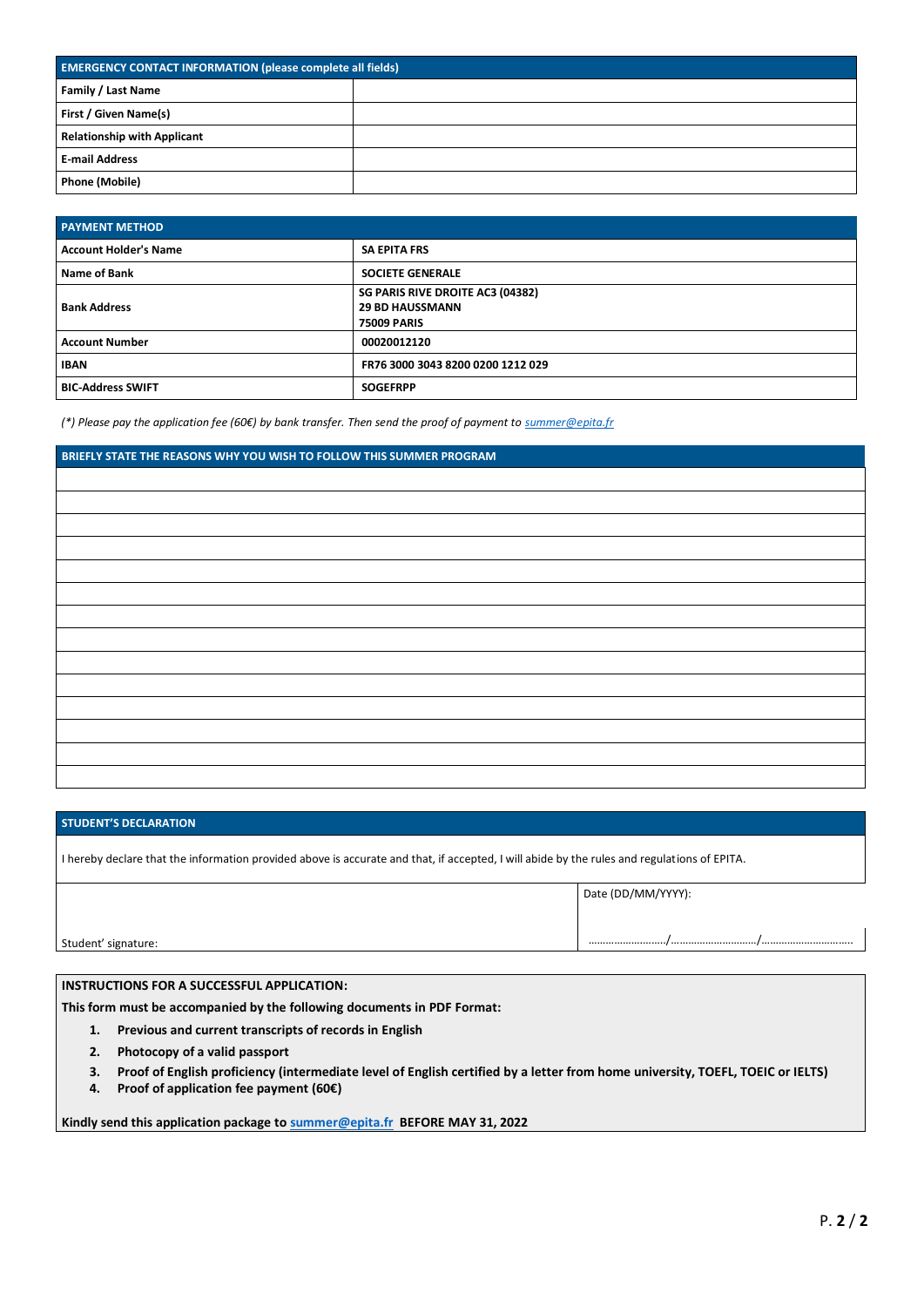| EMERGENCY CONTACT INFORMATION (please complete all fields) | |
|---|---|
| **Family / Last Name** | |
| **First / Given Name(s)** | |
| **Relationship with Applicant** | |
| **E-mail Address** | |
| **Phone (Mobile)** | |

| PAYMENT METHOD | |
|---|---|
| **Account Holder's Name** | **SA EPITA FRS** |
| **Name of Bank** | **SOCIETE GENERALE** |
| **Bank Address** | **SG PARIS RIVE DROITE AC3 (04382)**<br>**29 BD HAUSSMANN**<br>**75009 PARIS** |
| **Account Number** | **00020012120** |
| **IBAN** | **FR76 3000 3043 8200 0200 1212 029** |
| **BIC-Address SWIFT** | **SOGEFRPP** |

*(\*) Please pay the application fee (60€) by bank transfer. Then send the proof of payment to summer@epita.fr*

| BRIEFLY STATE THE REASONS WHY YOU WISH TO FOLLOW THIS SUMMER PROGRAM |
|---|
| |
| |
| |
| |
| |
| |
| |
| |
| |
| |
| |
| |
| |
| |

| STUDENT'S DECLARATION | |
|---|---|
| I hereby declare that the information provided above is accurate and that, if accepted, I will abide by the rules and regulations of EPITA. | |
| Student' signature: | Date (DD/MM/YYYY):<br>………………………/…………………………/………………………… |

**INSTRUCTIONS FOR A SUCCESSFUL APPLICATION:**

**This form must be accompanied by the following documents in PDF Format:**

1. **Previous and current transcripts of records in English**
2. **Photocopy of a valid passport**
3. **Proof of English proficiency (intermediate level of English certified by a letter from home university, TOEFL, TOEIC or IELTS)**
4. **Proof of application fee payment (60€)**

**Kindly send this application package to summer@epita.fr BEFORE MAY 31, 2022**